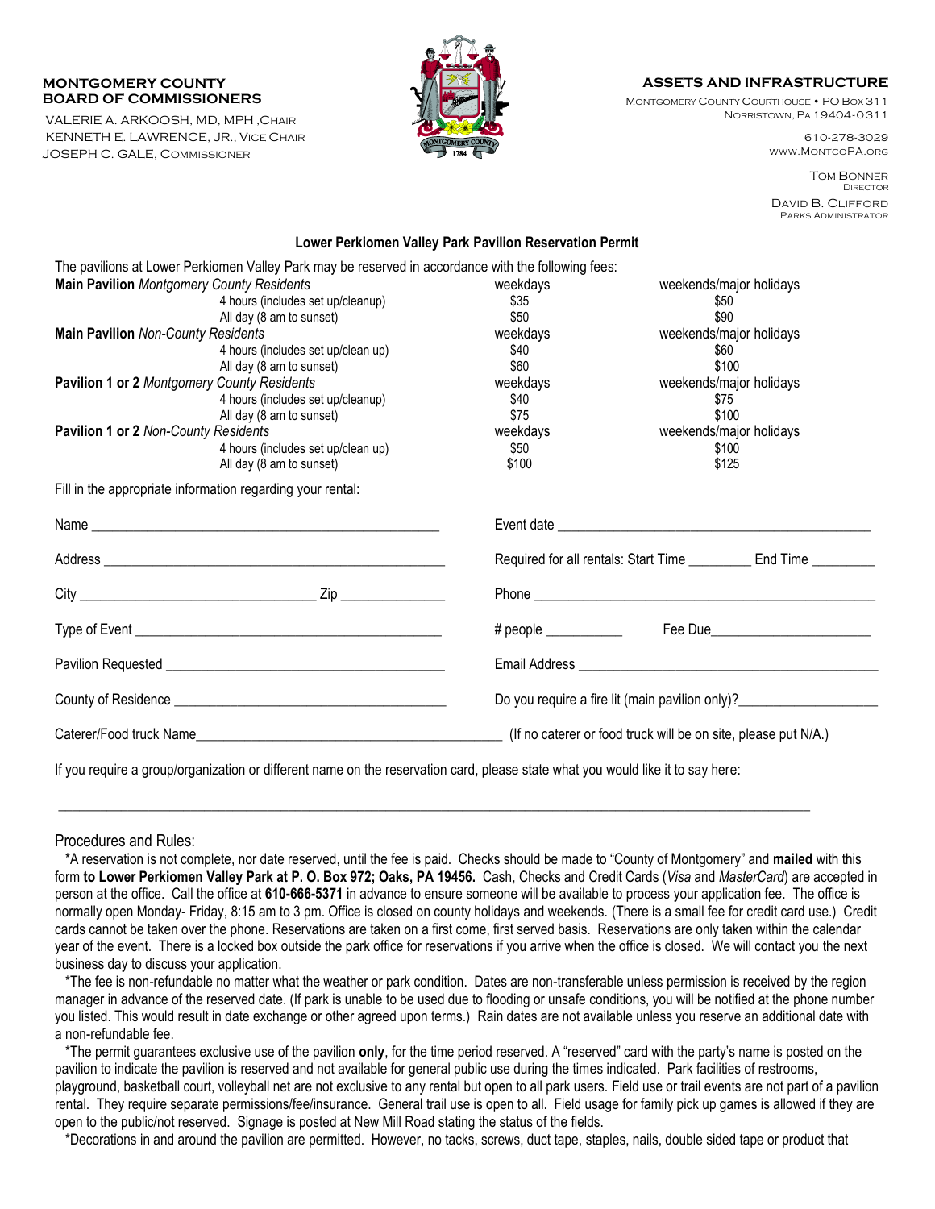**MONTGOMERY COUNTY BOARD OF COMMISSIONERS**

VALERIE A. ARKOOSH, MD, MPH, CHAIR
KENNETH E. LAWRENCE, JR., VICE CHAIR
JOSEPH C. GALE, COMMISSIONER

**ASSETS AND INFRASTRUCTURE**

MONTGOMERY COUNTY COURTHOUSE • PO BOX 311
NORRISTOWN, PA 19404-0311

610-278-3029
WWW.MONTCOPA.ORG

TOM BONNER
DIRECTOR

DAVID B. CLIFFORD
PARKS ADMINISTRATOR

## Lower Perkiomen Valley Park Pavilion Reservation Permit

The pavilions at Lower Perkiomen Valley Park may be reserved in accordance with the following fees:

| | | weekdays | weekends/major holidays |
|---|---|---|---|
| **Main Pavilion** *Montgomery County Residents* | | | |
| | 4 hours (includes set up/cleanup) | $35 | $50 |
| | All day (8 am to sunset) | $50 | $90 |
| **Main Pavilion** *Non-County Residents* | | | |
| | 4 hours (includes set up/clean up) | $40 | $60 |
| | All day (8 am to sunset) | $60 | $100 |
| **Pavilion 1 or 2** *Montgomery County Residents* | | | |
| | 4 hours (includes set up/cleanup) | $40 | $75 |
| | All day (8 am to sunset) | $75 | $100 |
| **Pavilion 1 or 2** *Non-County Residents* | | | |
| | 4 hours (includes set up/clean up) | $50 | $100 |
| | All day (8 am to sunset) | $100 | $125 |

Fill in the appropriate information regarding your rental:

Name ______________________________________________

Event date ______________________________________________

Address ______________________________________________

Required for all rentals: Start Time _________ End Time _________

City ________________________________ Zip _______________

Phone ______________________________________________

Type of Event ______________________________________________

# people ___________ Fee Due_______________________

Pavilion Requested ______________________________________________

Email Address ______________________________________________

County of Residence ______________________________________________

Do you require a fire lit (main pavilion only)?____________________

Caterer/Food truck Name_______________________________________ (If no caterer or food truck will be on site, please put N/A.)

If you require a group/organization or different name on the reservation card, please state what you would like it to say here:

______________________________________________________________________________________________

Procedures and Rules:

*A reservation is not complete, nor date reserved, until the fee is paid. Checks should be made to "County of Montgomery" and **mailed** with this form **to Lower Perkiomen Valley Park at P. O. Box 972; Oaks, PA 19456.** Cash, Checks and Credit Cards (*Visa* and *MasterCard*) are accepted in person at the office. Call the office at **610-666-5371** in advance to ensure someone will be available to process your application fee. The office is normally open Monday- Friday, 8:15 am to 3 pm. Office is closed on county holidays and weekends. (There is a small fee for credit card use.) Credit cards cannot be taken over the phone. Reservations are taken on a first come, first served basis. Reservations are only taken within the calendar year of the event. There is a locked box outside the park office for reservations if you arrive when the office is closed. We will contact you the next business day to discuss your application.

*The fee is non-refundable no matter what the weather or park condition. Dates are non-transferable unless permission is received by the region manager in advance of the reserved date. (If park is unable to be used due to flooding or unsafe conditions, you will be notified at the phone number you listed. This would result in date exchange or other agreed upon terms.) Rain dates are not available unless you reserve an additional date with a non-refundable fee.

*The permit guarantees exclusive use of the pavilion **only**, for the time period reserved. A "reserved" card with the party's name is posted on the pavilion to indicate the pavilion is reserved and not available for general public use during the times indicated. Park facilities of restrooms, playground, basketball court, volleyball net are not exclusive to any rental but open to all park users. Field use or trail events are not part of a pavilion rental. They require separate permissions/fee/insurance. General trail use is open to all. Field usage for family pick up games is allowed if they are open to the public/not reserved. Signage is posted at New Mill Road stating the status of the fields.

*Decorations in and around the pavilion are permitted. However, no tacks, screws, duct tape, staples, nails, double sided tape or product that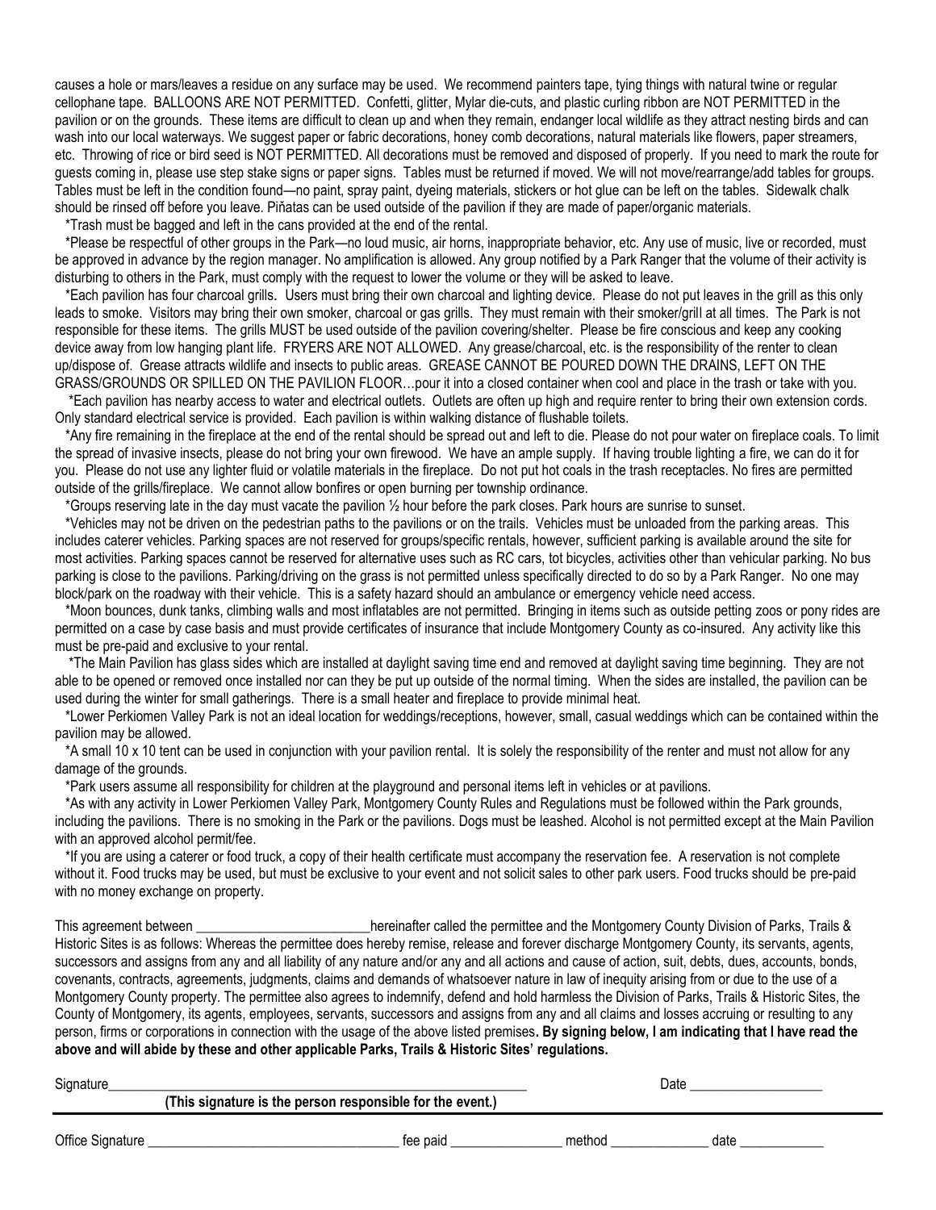causes a hole or mars/leaves a residue on any surface may be used. We recommend painters tape, tying things with natural twine or regular cellophane tape. BALLOONS ARE NOT PERMITTED. Confetti, glitter, Mylar die-cuts, and plastic curling ribbon are NOT PERMITTED in the pavilion or on the grounds. These items are difficult to clean up and when they remain, endanger local wildlife as they attract nesting birds and can wash into our local waterways. We suggest paper or fabric decorations, honey comb decorations, natural materials like flowers, paper streamers, etc. Throwing of rice or bird seed is NOT PERMITTED. All decorations must be removed and disposed of properly. If you need to mark the route for guests coming in, please use step stake signs or paper signs. Tables must be returned if moved. We will not move/rearrange/add tables for groups. Tables must be left in the condition found—no paint, spray paint, dyeing materials, stickers or hot glue can be left on the tables. Sidewalk chalk should be rinsed off before you leave. Piñatas can be used outside of the pavilion if they are made of paper/organic materials.

*Trash must be bagged and left in the cans provided at the end of the rental.

*Please be respectful of other groups in the Park—no loud music, air horns, inappropriate behavior, etc. Any use of music, live or recorded, must be approved in advance by the region manager. No amplification is allowed. Any group notified by a Park Ranger that the volume of their activity is disturbing to others in the Park, must comply with the request to lower the volume or they will be asked to leave.

*Each pavilion has four charcoal grills. Users must bring their own charcoal and lighting device. Please do not put leaves in the grill as this only leads to smoke. Visitors may bring their own smoker, charcoal or gas grills. They must remain with their smoker/grill at all times. The Park is not responsible for these items. The grills MUST be used outside of the pavilion covering/shelter. Please be fire conscious and keep any cooking device away from low hanging plant life. FRYERS ARE NOT ALLOWED. Any grease/charcoal, etc. is the responsibility of the renter to clean up/dispose of. Grease attracts wildlife and insects to public areas. GREASE CANNOT BE POURED DOWN THE DRAINS, LEFT ON THE GRASS/GROUNDS OR SPILLED ON THE PAVILION FLOOR…pour it into a closed container when cool and place in the trash or take with you.

*Each pavilion has nearby access to water and electrical outlets. Outlets are often up high and require renter to bring their own extension cords. Only standard electrical service is provided. Each pavilion is within walking distance of flushable toilets.

*Any fire remaining in the fireplace at the end of the rental should be spread out and left to die. Please do not pour water on fireplace coals. To limit the spread of invasive insects, please do not bring your own firewood. We have an ample supply. If having trouble lighting a fire, we can do it for you. Please do not use any lighter fluid or volatile materials in the fireplace. Do not put hot coals in the trash receptacles. No fires are permitted outside of the grills/fireplace. We cannot allow bonfires or open burning per township ordinance.

*Groups reserving late in the day must vacate the pavilion ½ hour before the park closes. Park hours are sunrise to sunset.

*Vehicles may not be driven on the pedestrian paths to the pavilions or on the trails. Vehicles must be unloaded from the parking areas. This includes caterer vehicles. Parking spaces are not reserved for groups/specific rentals, however, sufficient parking is available around the site for most activities. Parking spaces cannot be reserved for alternative uses such as RC cars, tot bicycles, activities other than vehicular parking. No bus parking is close to the pavilions. Parking/driving on the grass is not permitted unless specifically directed to do so by a Park Ranger. No one may block/park on the roadway with their vehicle. This is a safety hazard should an ambulance or emergency vehicle need access.

*Moon bounces, dunk tanks, climbing walls and most inflatables are not permitted. Bringing in items such as outside petting zoos or pony rides are permitted on a case by case basis and must provide certificates of insurance that include Montgomery County as co-insured. Any activity like this must be pre-paid and exclusive to your rental.

*The Main Pavilion has glass sides which are installed at daylight saving time end and removed at daylight saving time beginning. They are not able to be opened or removed once installed nor can they be put up outside of the normal timing. When the sides are installed, the pavilion can be used during the winter for small gatherings. There is a small heater and fireplace to provide minimal heat.

*Lower Perkiomen Valley Park is not an ideal location for weddings/receptions, however, small, casual weddings which can be contained within the pavilion may be allowed.

*A small 10 x 10 tent can be used in conjunction with your pavilion rental. It is solely the responsibility of the renter and must not allow for any damage of the grounds.

*Park users assume all responsibility for children at the playground and personal items left in vehicles or at pavilions.

*As with any activity in Lower Perkiomen Valley Park, Montgomery County Rules and Regulations must be followed within the Park grounds, including the pavilions. There is no smoking in the Park or the pavilions. Dogs must be leashed. Alcohol is not permitted except at the Main Pavilion with an approved alcohol permit/fee.

*If you are using a caterer or food truck, a copy of their health certificate must accompany the reservation fee. A reservation is not complete without it. Food trucks may be used, but must be exclusive to your event and not solicit sales to other park users. Food trucks should be pre-paid with no money exchange on property.

This agreement between _________________________ hereinafter called the permittee and the Montgomery County Division of Parks, Trails & Historic Sites is as follows: Whereas the permittee does hereby remise, release and forever discharge Montgomery County, its servants, agents, successors and assigns from any and all liability of any nature and/or any and all actions and cause of action, suit, debts, dues, accounts, bonds, covenants, contracts, agreements, judgments, claims and demands of whatsoever nature in law of inequity arising from or due to the use of a Montgomery County property. The permittee also agrees to indemnify, defend and hold harmless the Division of Parks, Trails & Historic Sites, the County of Montgomery, its agents, employees, servants, successors and assigns from any and all claims and losses accruing or resulting to any person, firms or corporations in connection with the usage of the above listed premises. **By signing below, I am indicating that I have read the above and will abide by these and other applicable Parks, Trails & Historic Sites' regulations.**

Signature_____________________________________________________________ Date ___________________

**(This signature is the person responsible for the event.)**

---

Office Signature ___________________________________ fee paid ________________ method ______________ date ____________